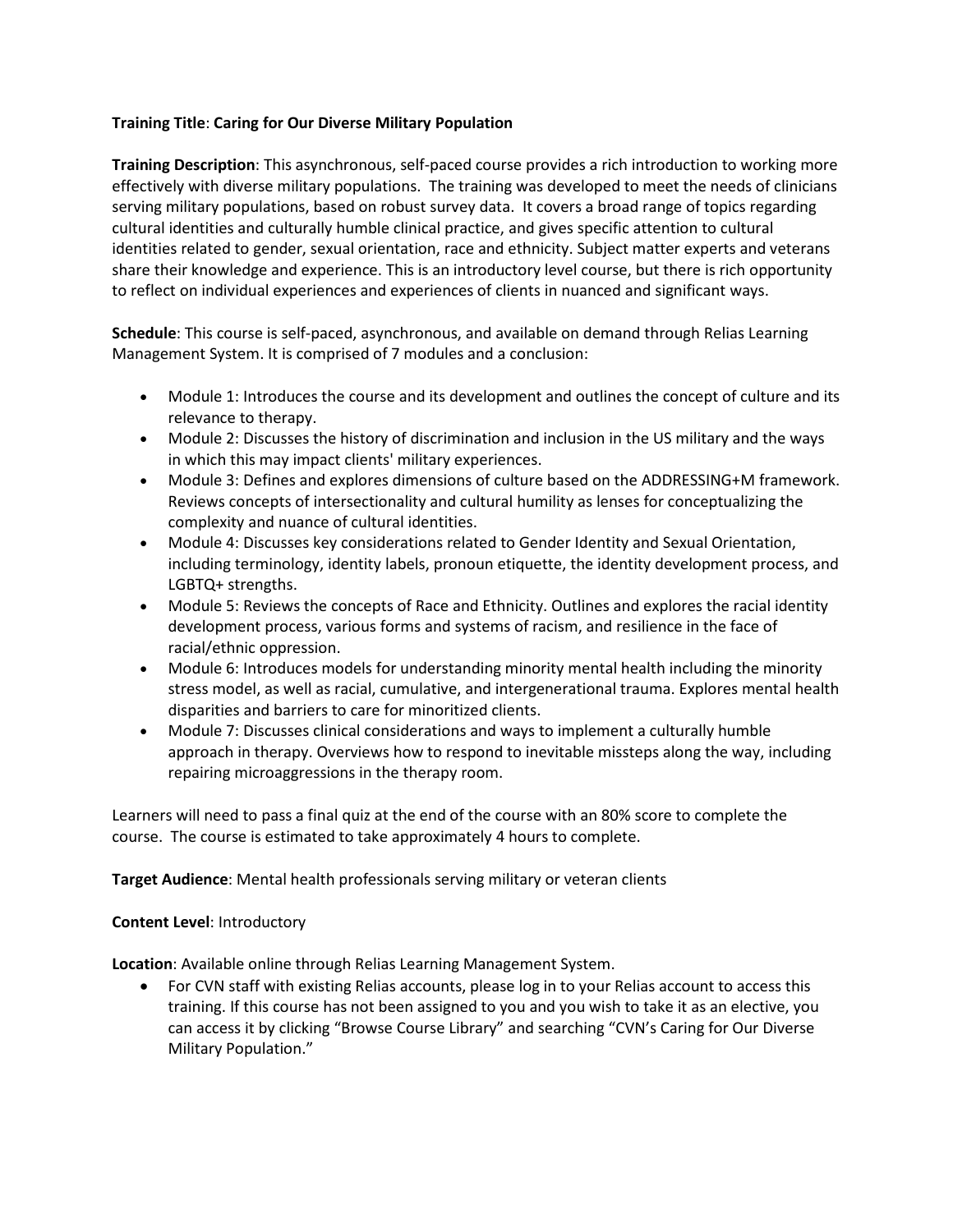**Training Title**: **Caring for Our Diverse Military Population**

**Training Description**: This asynchronous, self-paced course provides a rich introduction to working more effectively with diverse military populations. The training was developed to meet the needs of clinicians serving military populations, based on robust survey data. It covers a broad range of topics regarding cultural identities and culturally humble clinical practice, and gives specific attention to cultural identities related to gender, sexual orientation, race and ethnicity. Subject matter experts and veterans share their knowledge and experience. This is an introductory level course, but there is rich opportunity to reflect on individual experiences and experiences of clients in nuanced and significant ways.

**Schedule**: This course is self-paced, asynchronous, and available on demand through Relias Learning Management System. It is comprised of 7 modules and a conclusion:

- Module 1: Introduces the course and its development and outlines the concept of culture and its relevance to therapy.
- Module 2: Discusses the history of discrimination and inclusion in the US military and the ways in which this may impact clients' military experiences.
- Module 3: Defines and explores dimensions of culture based on the ADDRESSING+M framework. Reviews concepts of intersectionality and cultural humility as lenses for conceptualizing the complexity and nuance of cultural identities.
- Module 4: Discusses key considerations related to Gender Identity and Sexual Orientation, including terminology, identity labels, pronoun etiquette, the identity development process, and LGBTQ+ strengths.
- Module 5: Reviews the concepts of Race and Ethnicity. Outlines and explores the racial identity development process, various forms and systems of racism, and resilience in the face of racial/ethnic oppression.
- Module 6: Introduces models for understanding minority mental health including the minority stress model, as well as racial, cumulative, and intergenerational trauma. Explores mental health disparities and barriers to care for minoritized clients.
- Module 7: Discusses clinical considerations and ways to implement a culturally humble approach in therapy. Overviews how to respond to inevitable missteps along the way, including repairing microaggressions in the therapy room.

Learners will need to pass a final quiz at the end of the course with an 80% score to complete the course. The course is estimated to take approximately 4 hours to complete.

**Target Audience**: Mental health professionals serving military or veteran clients

**Content Level**: Introductory

**Location**: Available online through Relias Learning Management System.

- For CVN staff with existing Relias accounts, please log in to your Relias account to access this training. If this course has not been assigned to you and you wish to take it as an elective, you can access it by clicking "Browse Course Library" and searching "CVN's Caring for Our Diverse Military Population."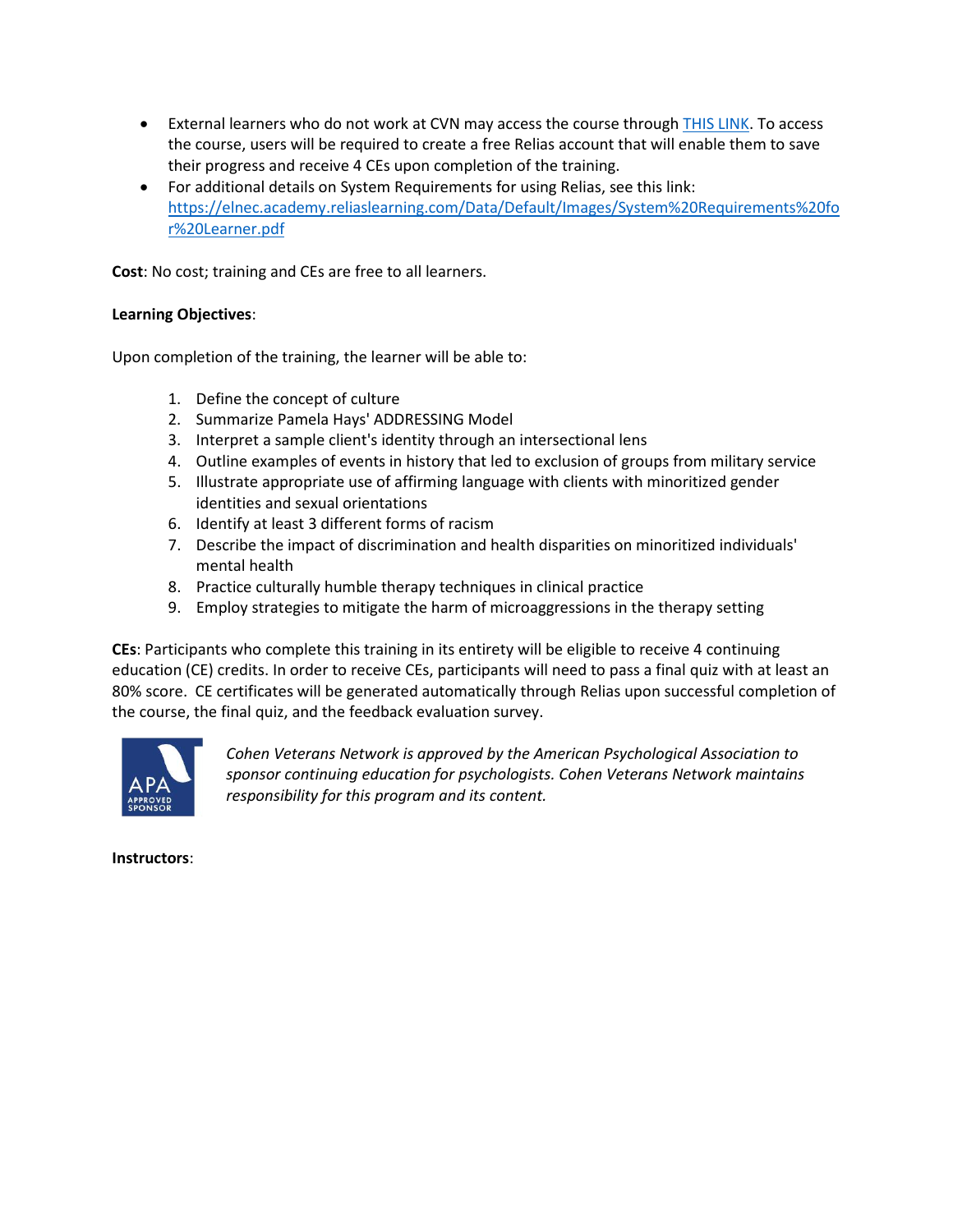- External learners who do not work at CVN may access the course through [THIS LINK](). To access the course, users will be required to create a free Relias account that will enable them to save their progress and receive 4 CEs upon completion of the training.
- For additional details on System Requirements for using Relias, see this link: [https://elnec.academy.reliaslearning.com/Data/Default/Images/System%20Requirements%20for%20Learner.pdf](https://elnec.academy.reliaslearning.com/Data/Default/Images/System%20Requirements%20for%20Learner.pdf)

**Cost**: No cost; training and CEs are free to all learners.

**Learning Objectives**:

Upon completion of the training, the learner will be able to:

1. Define the concept of culture
2. Summarize Pamela Hays' ADDRESSING Model
3. Interpret a sample client's identity through an intersectional lens
4. Outline examples of events in history that led to exclusion of groups from military service
5. Illustrate appropriate use of affirming language with clients with minoritized gender identities and sexual orientations
6. Identify at least 3 different forms of racism
7. Describe the impact of discrimination and health disparities on minoritized individuals' mental health
8. Practice culturally humble therapy techniques in clinical practice
9. Employ strategies to mitigate the harm of microaggressions in the therapy setting

**CEs**: Participants who complete this training in its entirety will be eligible to receive 4 continuing education (CE) credits. In order to receive CEs, participants will need to pass a final quiz with at least an 80% score. CE certificates will be generated automatically through Relias upon successful completion of the course, the final quiz, and the feedback evaluation survey.

APA APPROVED SPONSOR

*Cohen Veterans Network is approved by the American Psychological Association to sponsor continuing education for psychologists. Cohen Veterans Network maintains responsibility for this program and its content.*

**Instructors**: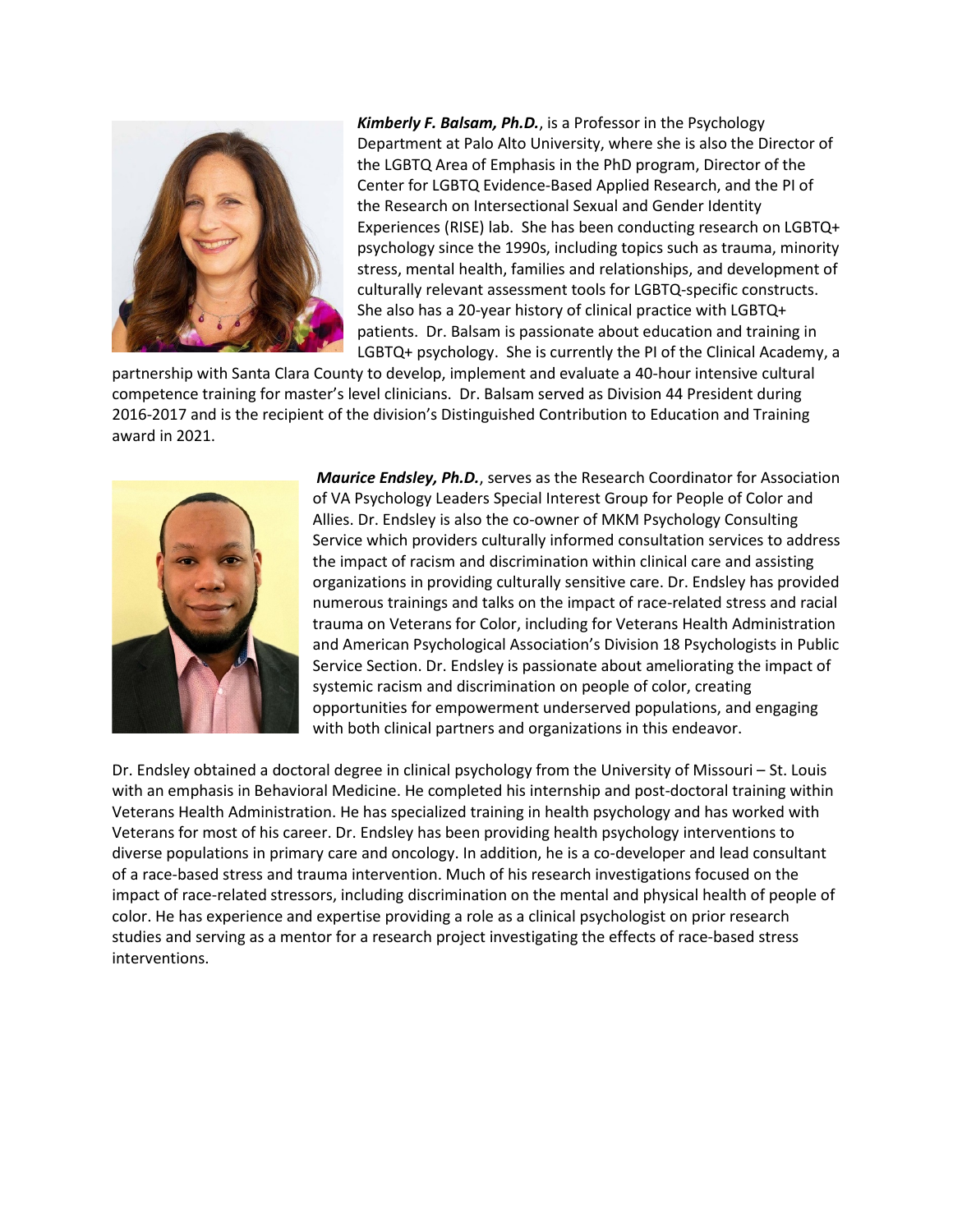***Kimberly F. Balsam, Ph.D.***, is a Professor in the Psychology Department at Palo Alto University, where she is also the Director of the LGBTQ Area of Emphasis in the PhD program, Director of the Center for LGBTQ Evidence-Based Applied Research, and the PI of the Research on Intersectional Sexual and Gender Identity Experiences (RISE) lab. She has been conducting research on LGBTQ+ psychology since the 1990s, including topics such as trauma, minority stress, mental health, families and relationships, and development of culturally relevant assessment tools for LGBTQ-specific constructs. She also has a 20-year history of clinical practice with LGBTQ+ patients. Dr. Balsam is passionate about education and training in LGBTQ+ psychology. She is currently the PI of the Clinical Academy, a partnership with Santa Clara County to develop, implement and evaluate a 40-hour intensive cultural competence training for master's level clinicians. Dr. Balsam served as Division 44 President during 2016-2017 and is the recipient of the division's Distinguished Contribution to Education and Training award in 2021.

***Maurice Endsley, Ph.D.***, serves as the Research Coordinator for Association of VA Psychology Leaders Special Interest Group for People of Color and Allies. Dr. Endsley is also the co-owner of MKM Psychology Consulting Service which providers culturally informed consultation services to address the impact of racism and discrimination within clinical care and assisting organizations in providing culturally sensitive care. Dr. Endsley has provided numerous trainings and talks on the impact of race-related stress and racial trauma on Veterans for Color, including for Veterans Health Administration and American Psychological Association's Division 18 Psychologists in Public Service Section. Dr. Endsley is passionate about ameliorating the impact of systemic racism and discrimination on people of color, creating opportunities for empowerment underserved populations, and engaging with both clinical partners and organizations in this endeavor.

Dr. Endsley obtained a doctoral degree in clinical psychology from the University of Missouri – St. Louis with an emphasis in Behavioral Medicine. He completed his internship and post-doctoral training within Veterans Health Administration. He has specialized training in health psychology and has worked with Veterans for most of his career. Dr. Endsley has been providing health psychology interventions to diverse populations in primary care and oncology. In addition, he is a co-developer and lead consultant of a race-based stress and trauma intervention. Much of his research investigations focused on the impact of race-related stressors, including discrimination on the mental and physical health of people of color. He has experience and expertise providing a role as a clinical psychologist on prior research studies and serving as a mentor for a research project investigating the effects of race-based stress interventions.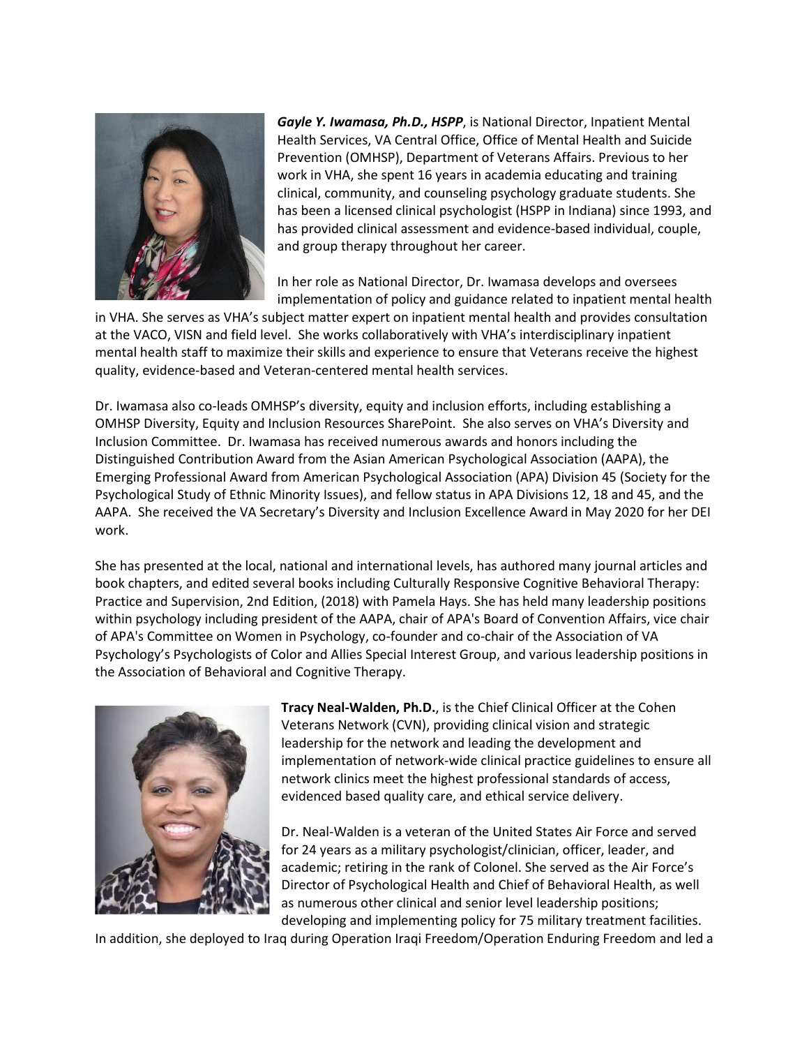***Gayle Y. Iwamasa, Ph.D., HSPP***, is National Director, Inpatient Mental Health Services, VA Central Office, Office of Mental Health and Suicide Prevention (OMHSP), Department of Veterans Affairs. Previous to her work in VHA, she spent 16 years in academia educating and training clinical, community, and counseling psychology graduate students. She has been a licensed clinical psychologist (HSPP in Indiana) since 1993, and has provided clinical assessment and evidence-based individual, couple, and group therapy throughout her career.

In her role as National Director, Dr. Iwamasa develops and oversees implementation of policy and guidance related to inpatient mental health in VHA. She serves as VHA's subject matter expert on inpatient mental health and provides consultation at the VACO, VISN and field level. She works collaboratively with VHA's interdisciplinary inpatient mental health staff to maximize their skills and experience to ensure that Veterans receive the highest quality, evidence-based and Veteran-centered mental health services.

Dr. Iwamasa also co-leads OMHSP's diversity, equity and inclusion efforts, including establishing a OMHSP Diversity, Equity and Inclusion Resources SharePoint. She also serves on VHA's Diversity and Inclusion Committee. Dr. Iwamasa has received numerous awards and honors including the Distinguished Contribution Award from the Asian American Psychological Association (AAPA), the Emerging Professional Award from American Psychological Association (APA) Division 45 (Society for the Psychological Study of Ethnic Minority Issues), and fellow status in APA Divisions 12, 18 and 45, and the AAPA. She received the VA Secretary's Diversity and Inclusion Excellence Award in May 2020 for her DEI work.

She has presented at the local, national and international levels, has authored many journal articles and book chapters, and edited several books including Culturally Responsive Cognitive Behavioral Therapy: Practice and Supervision, 2nd Edition, (2018) with Pamela Hays. She has held many leadership positions within psychology including president of the AAPA, chair of APA's Board of Convention Affairs, vice chair of APA's Committee on Women in Psychology, co-founder and co-chair of the Association of VA Psychology's Psychologists of Color and Allies Special Interest Group, and various leadership positions in the Association of Behavioral and Cognitive Therapy.

**Tracy Neal-Walden, Ph.D.**, is the Chief Clinical Officer at the Cohen Veterans Network (CVN), providing clinical vision and strategic leadership for the network and leading the development and implementation of network-wide clinical practice guidelines to ensure all network clinics meet the highest professional standards of access, evidenced based quality care, and ethical service delivery.

Dr. Neal-Walden is a veteran of the United States Air Force and served for 24 years as a military psychologist/clinician, officer, leader, and academic; retiring in the rank of Colonel. She served as the Air Force's Director of Psychological Health and Chief of Behavioral Health, as well as numerous other clinical and senior level leadership positions; developing and implementing policy for 75 military treatment facilities. In addition, she deployed to Iraq during Operation Iraqi Freedom/Operation Enduring Freedom and led a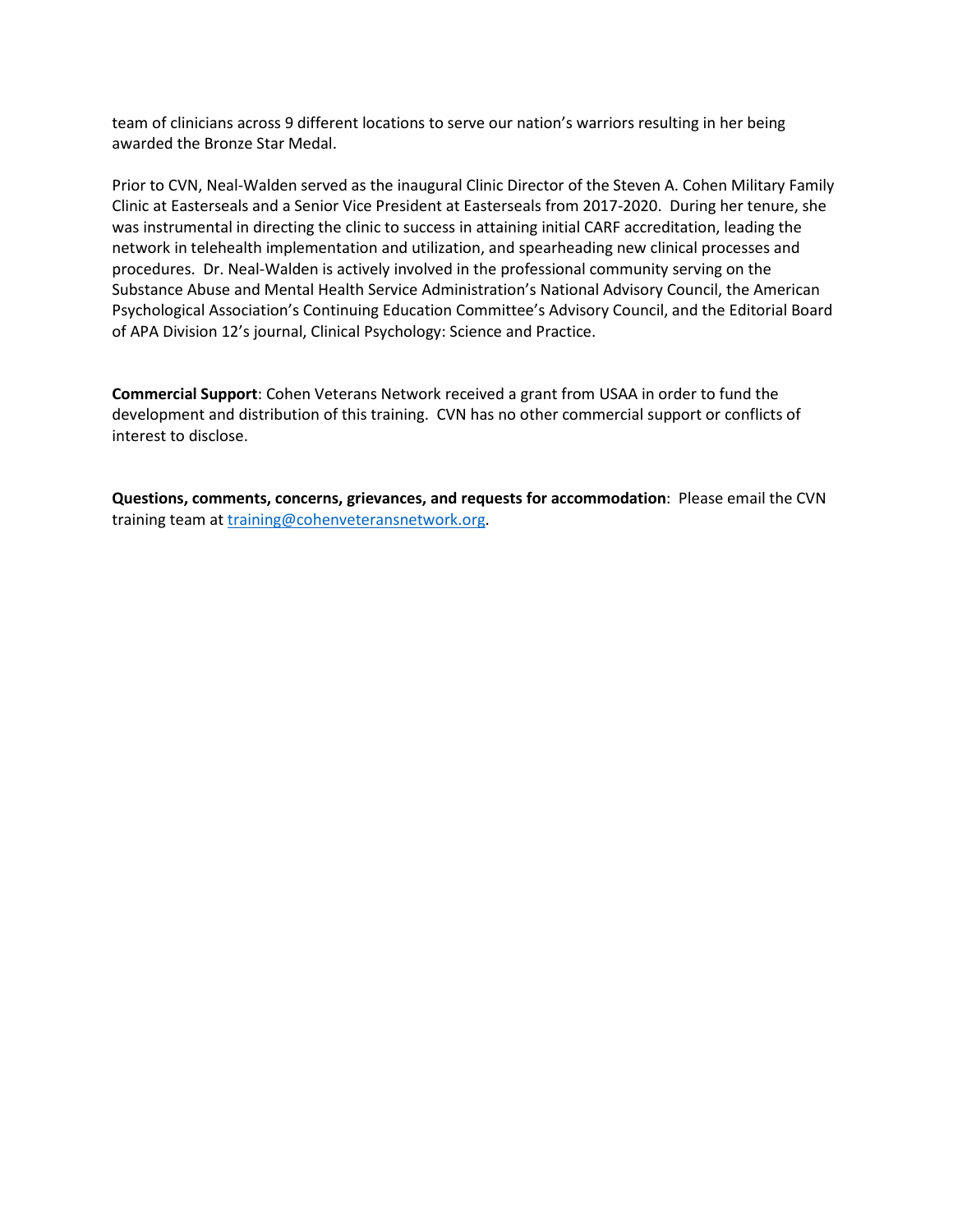team of clinicians across 9 different locations to serve our nation's warriors resulting in her being awarded the Bronze Star Medal.

Prior to CVN, Neal-Walden served as the inaugural Clinic Director of the Steven A. Cohen Military Family Clinic at Easterseals and a Senior Vice President at Easterseals from 2017-2020. During her tenure, she was instrumental in directing the clinic to success in attaining initial CARF accreditation, leading the network in telehealth implementation and utilization, and spearheading new clinical processes and procedures. Dr. Neal-Walden is actively involved in the professional community serving on the Substance Abuse and Mental Health Service Administration's National Advisory Council, the American Psychological Association's Continuing Education Committee's Advisory Council, and the Editorial Board of APA Division 12's journal, Clinical Psychology: Science and Practice.

**Commercial Support**: Cohen Veterans Network received a grant from USAA in order to fund the development and distribution of this training. CVN has no other commercial support or conflicts of interest to disclose.

**Questions, comments, concerns, grievances, and requests for accommodation**: Please email the CVN training team at training@cohenveteransnetwork.org.